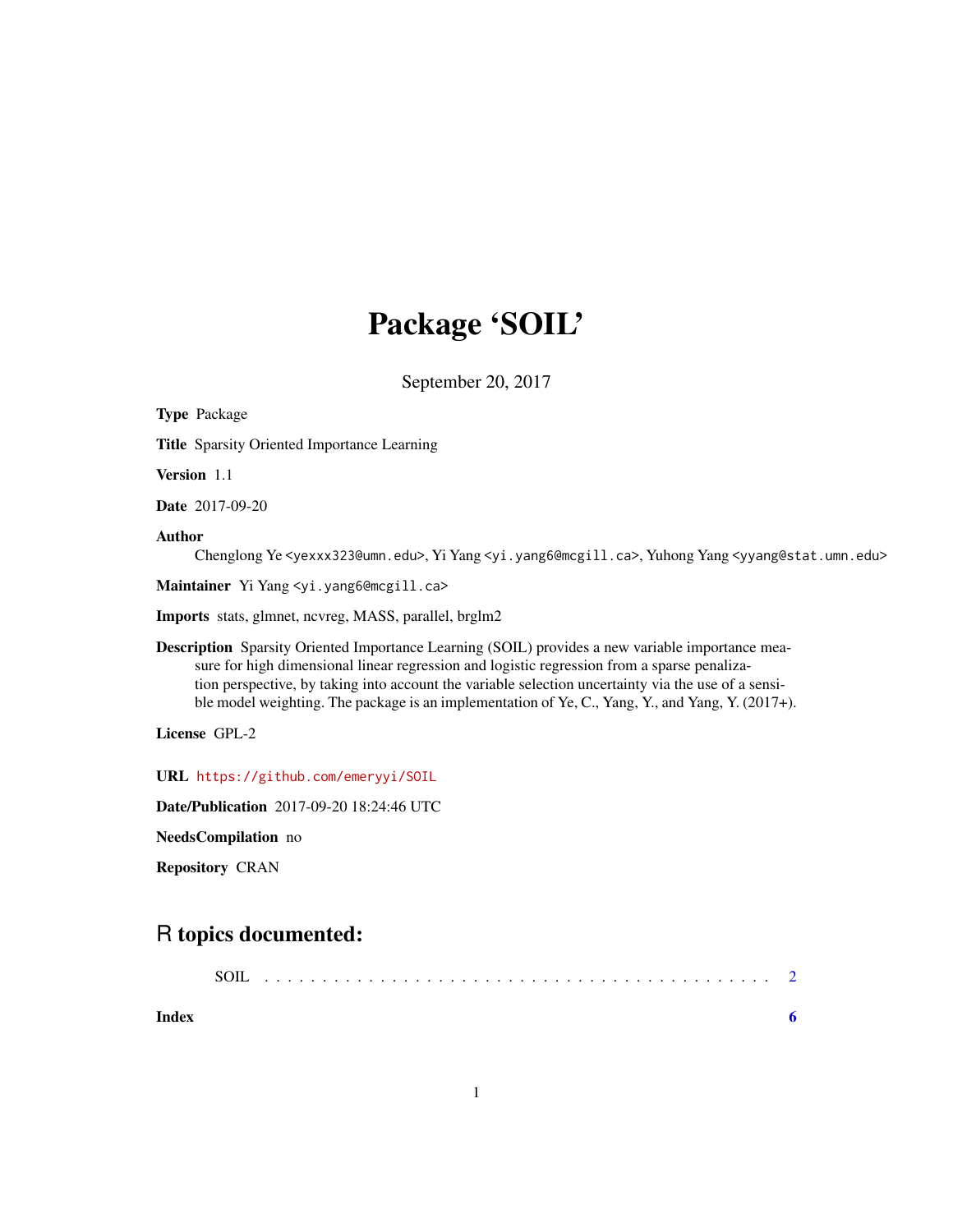# Package ‘SOIL’

September 20, 2017

**Type** Package

**Title** Sparsity Oriented Importance Learning

**Version** 1.1

**Date** 2017-09-20

**Author** Chenglong Ye <yexxx323@umn.edu>, Yi Yang <yi.yang6@mcgill.ca>, Yuhong Yang <yyang@stat.umn.edu>

**Maintainer** Yi Yang <yi.yang6@mcgill.ca>

**Imports** stats, glmnet, ncvreg, MASS, parallel, brglm2

**Description** Sparsity Oriented Importance Learning (SOIL) provides a new variable importance measure for high dimensional linear regression and logistic regression from a sparse penalization perspective, by taking into account the variable selection uncertainty via the use of a sensible model weighting. The package is an implementation of Ye, C., Yang, Y., and Yang, Y. (2017+).

**License** GPL-2

**URL** https://github.com/emeryyi/SOIL

**Date/Publication** 2017-09-20 18:24:46 UTC

**NeedsCompilation** no

**Repository** CRAN

## R topics documented:

SOIL . . . . . . . . . . . . . . . . . . . . . . . . . . . . . . . . . . . . . . . . . . 2

**Index** **6**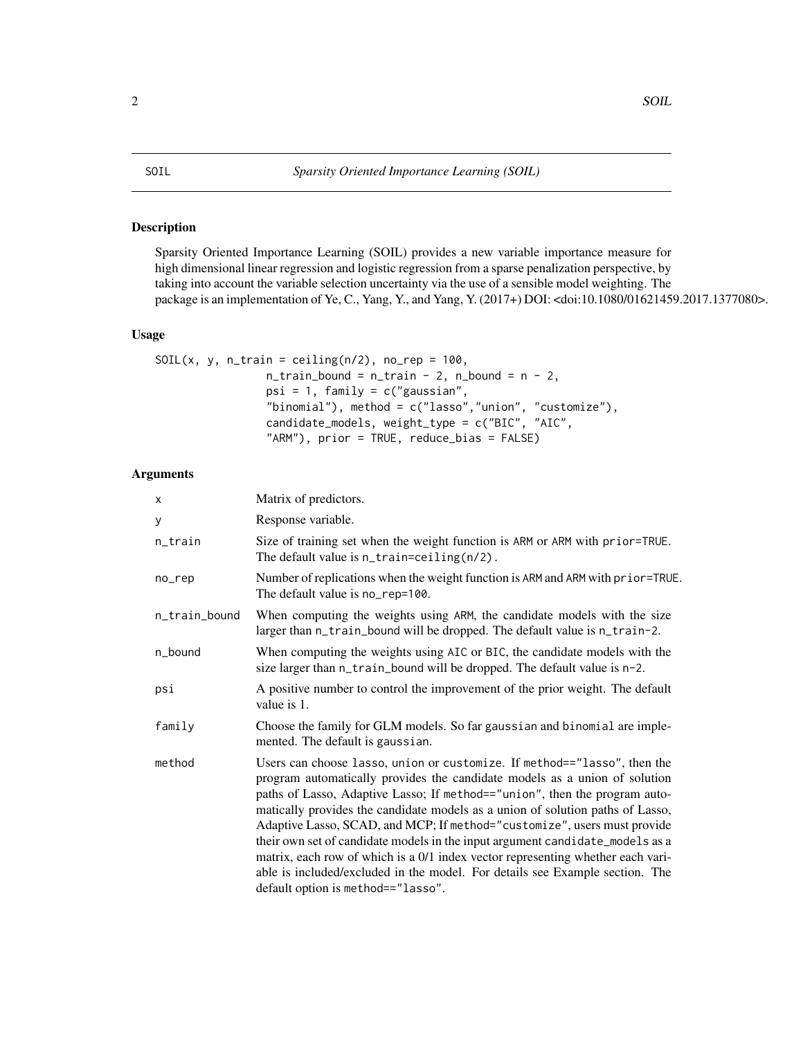SOIL *Sparsity Oriented Importance Learning (SOIL)*

## Description

Sparsity Oriented Importance Learning (SOIL) provides a new variable importance measure for high dimensional linear regression and logistic regression from a sparse penalization perspective, by taking into account the variable selection uncertainty via the use of a sensible model weighting. The package is an implementation of Ye, C., Yang, Y., and Yang, Y. (2017+) DOI: <doi:10.1080/01621459.2017.1377080>.

## Usage

```
SOIL(x, y, n_train = ceiling(n/2), no_rep = 100,
                n_train_bound = n_train - 2, n_bound = n - 2,
                psi = 1, family = c("gaussian",
                "binomial"), method = c("lasso","union", "customize"),
                candidate_models, weight_type = c("BIC", "AIC",
                "ARM"), prior = TRUE, reduce_bias = FALSE)
```

## Arguments

| | |
|---|---|
| x | Matrix of predictors. |
| y | Response variable. |
| n_train | Size of training set when the weight function is ARM or ARM with prior=TRUE. The default value is n_train=ceiling(n/2). |
| no_rep | Number of replications when the weight function is ARM and ARM with prior=TRUE. The default value is no_rep=100. |
| n_train_bound | When computing the weights using ARM, the candidate models with the size larger than n_train_bound will be dropped. The default value is n_train-2. |
| n_bound | When computing the weights using AIC or BIC, the candidate models with the size larger than n_train_bound will be dropped. The default value is n-2. |
| psi | A positive number to control the improvement of the prior weight. The default value is 1. |
| family | Choose the family for GLM models. So far gaussian and binomial are implemented. The default is gaussian. |
| method | Users can choose lasso, union or customize. If method=="lasso", then the program automatically provides the candidate models as a union of solution paths of Lasso, Adaptive Lasso; If method=="union", then the program automatically provides the candidate models as a union of solution paths of Lasso, Adaptive Lasso, SCAD, and MCP; If method="customize", users must provide their own set of candidate models in the input argument candidate_models as a matrix, each row of which is a 0/1 index vector representing whether each variable is included/excluded in the model. For details see Example section. The default option is method=="lasso". |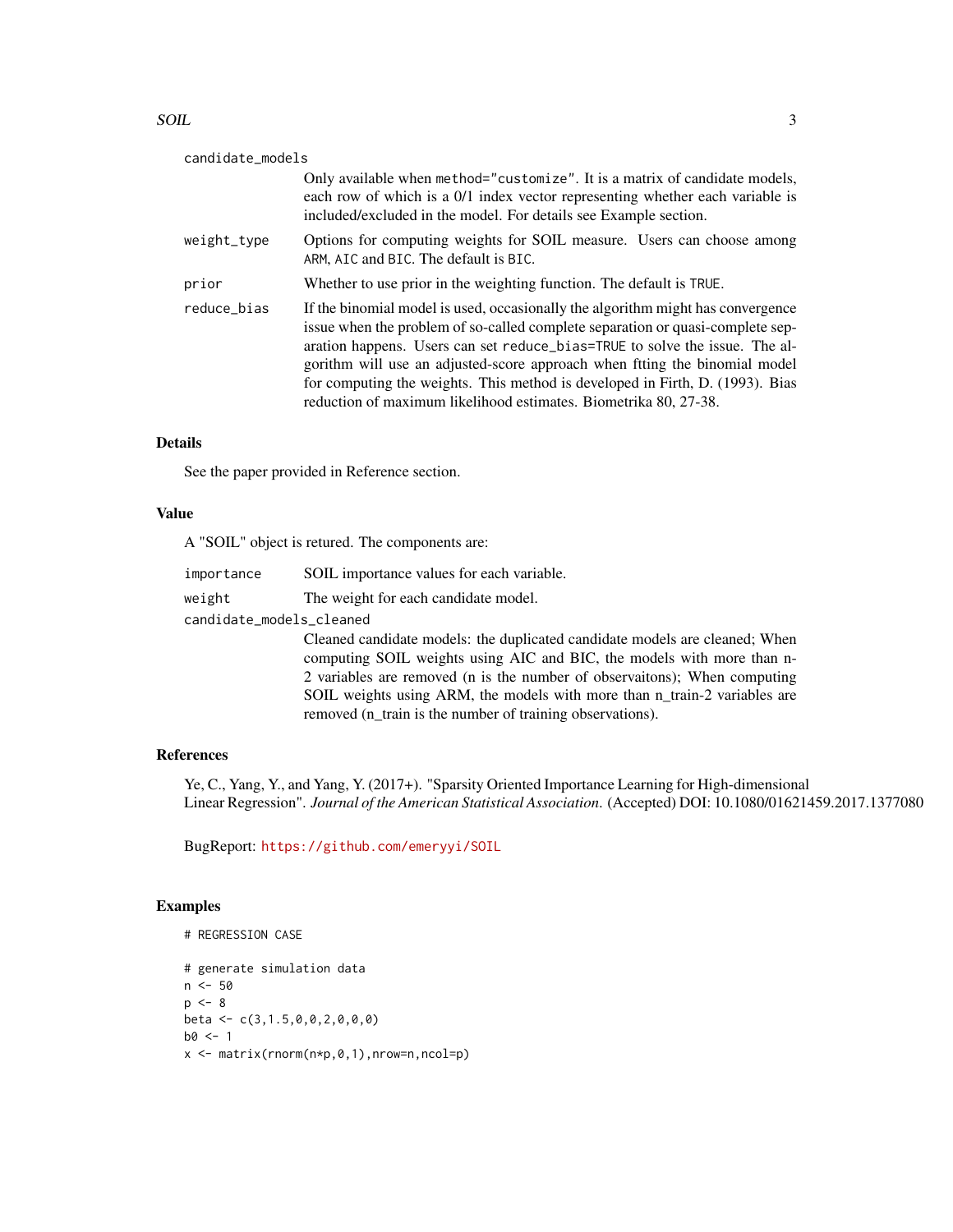candidate_models
: Only available when `method="customize"`. It is a matrix of candidate models, each row of which is a 0/1 index vector representing whether each variable is included/excluded in the model. For details see Example section.

weight_type
: Options for computing weights for SOIL measure. Users can choose among ARM, AIC and BIC. The default is BIC.

prior
: Whether to use prior in the weighting function. The default is TRUE.

reduce_bias
: If the binomial model is used, occasionally the algorithm might has convergence issue when the problem of so-called complete separation or quasi-complete separation happens. Users can set `reduce_bias=TRUE` to solve the issue. The algorithm will use an adjusted-score approach when ftting the binomial model for computing the weights. This method is developed in Firth, D. (1993). Bias reduction of maximum likelihood estimates. Biometrika 80, 27-38.

## Details

See the paper provided in Reference section.

## Value

A "SOIL" object is retured. The components are:

importance
: SOIL importance values for each variable.

weight
: The weight for each candidate model.

candidate_models_cleaned
: Cleaned candidate models: the duplicated candidate models are cleaned; When computing SOIL weights using AIC and BIC, the models with more than n-2 variables are removed (n is the number of observaitons); When computing SOIL weights using ARM, the models with more than n_train-2 variables are removed (n_train is the number of training observations).

## References

Ye, C., Yang, Y., and Yang, Y. (2017+). "Sparsity Oriented Importance Learning for High-dimensional Linear Regression". *Journal of the American Statistical Association*. (Accepted) DOI: 10.1080/01621459.2017.1377080

BugReport: https://github.com/emeryyi/SOIL

## Examples

```
# REGRESSION CASE

# generate simulation data
n <- 50
p <- 8
beta <- c(3,1.5,0,0,2,0,0,0)
b0 <- 1
x <- matrix(rnorm(n*p,0,1),nrow=n,ncol=p)
```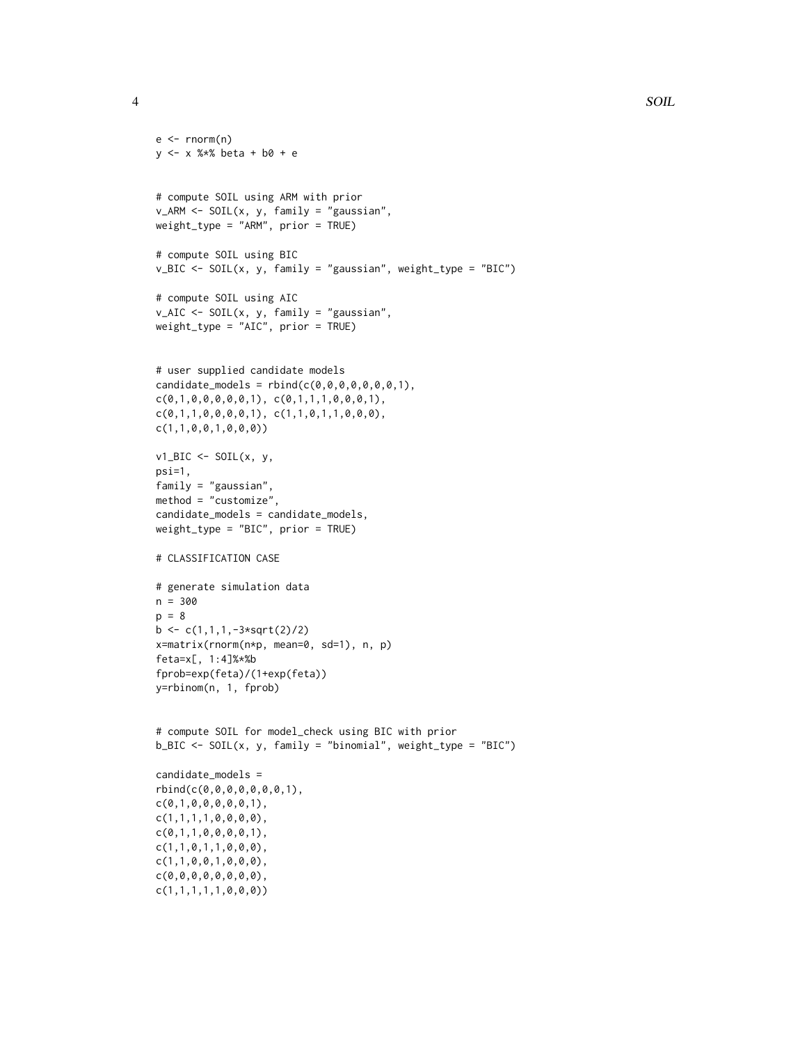```
e <- rnorm(n)
y <- x %*% beta + b0 + e


# compute SOIL using ARM with prior
v_ARM <- SOIL(x, y, family = "gaussian",
weight_type = "ARM", prior = TRUE)

# compute SOIL using BIC
v_BIC <- SOIL(x, y, family = "gaussian", weight_type = "BIC")

# compute SOIL using AIC
v_AIC <- SOIL(x, y, family = "gaussian",
weight_type = "AIC", prior = TRUE)


# user supplied candidate models
candidate_models = rbind(c(0,0,0,0,0,0,0,1),
c(0,1,0,0,0,0,0,1), c(0,1,1,1,0,0,0,1),
c(0,1,1,0,0,0,0,1), c(1,1,0,1,1,0,0,0),
c(1,1,0,0,1,0,0,0))

v1_BIC <- SOIL(x, y,
psi=1,
family = "gaussian",
method = "customize",
candidate_models = candidate_models,
weight_type = "BIC", prior = TRUE)

# CLASSIFICATION CASE

# generate simulation data
n = 300
p = 8
b <- c(1,1,1,-3*sqrt(2)/2)
x=matrix(rnorm(n*p, mean=0, sd=1), n, p)
feta=x[, 1:4]%*%b
fprob=exp(feta)/(1+exp(feta))
y=rbinom(n, 1, fprob)


# compute SOIL for model_check using BIC with prior
b_BIC <- SOIL(x, y, family = "binomial", weight_type = "BIC")

candidate_models =
rbind(c(0,0,0,0,0,0,0,1),
c(0,1,0,0,0,0,0,1),
c(1,1,1,1,0,0,0,0),
c(0,1,1,0,0,0,0,1),
c(1,1,0,1,1,0,0,0),
c(1,1,0,0,1,0,0,0),
c(0,0,0,0,0,0,0,0),
c(1,1,1,1,1,0,0,0))
```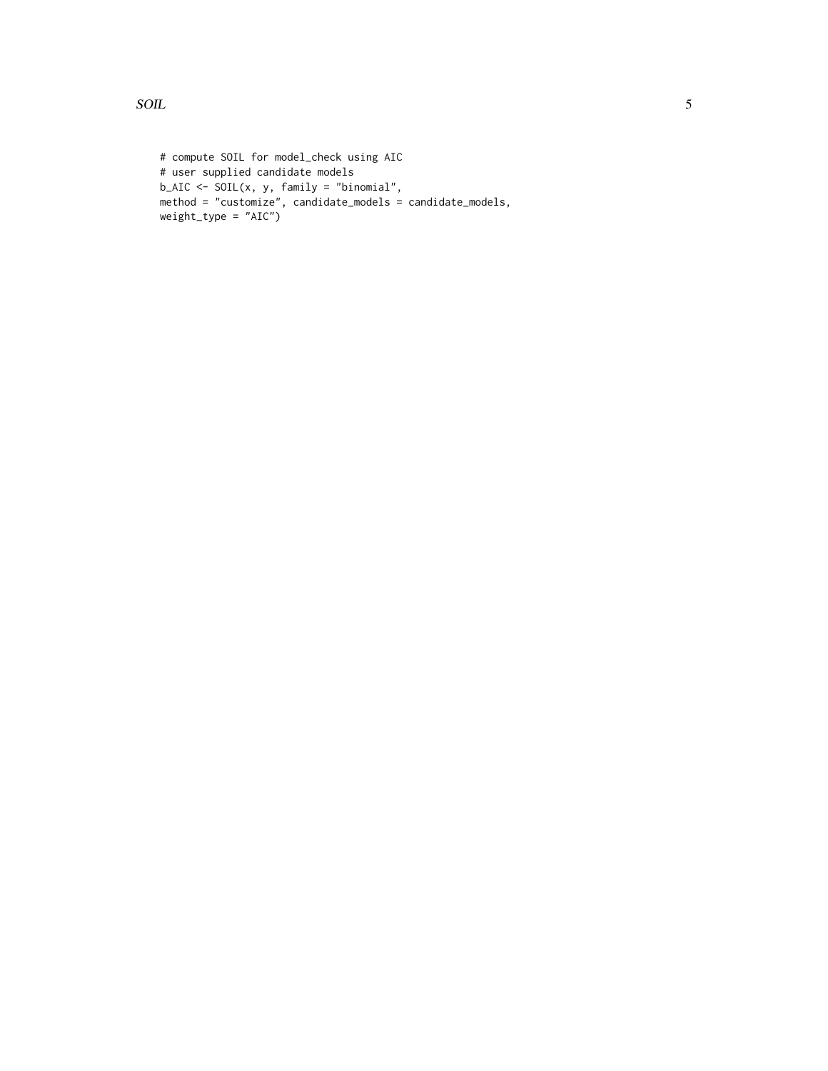```
# compute SOIL for model_check using AIC
# user supplied candidate models
b_AIC <- SOIL(x, y, family = "binomial",
method = "customize", candidate_models = candidate_models,
weight_type = "AIC")
```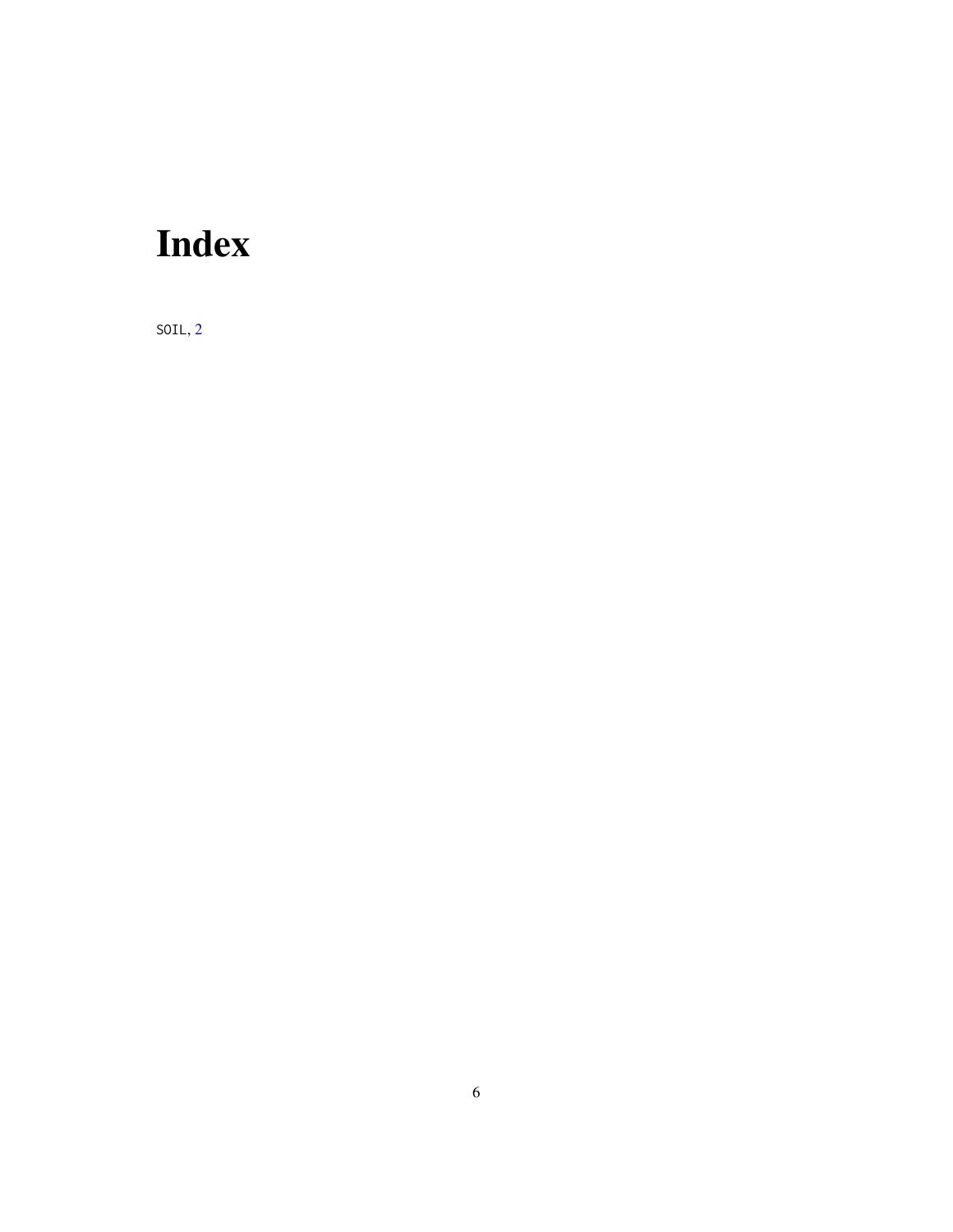# Index

`SOIL`, 2